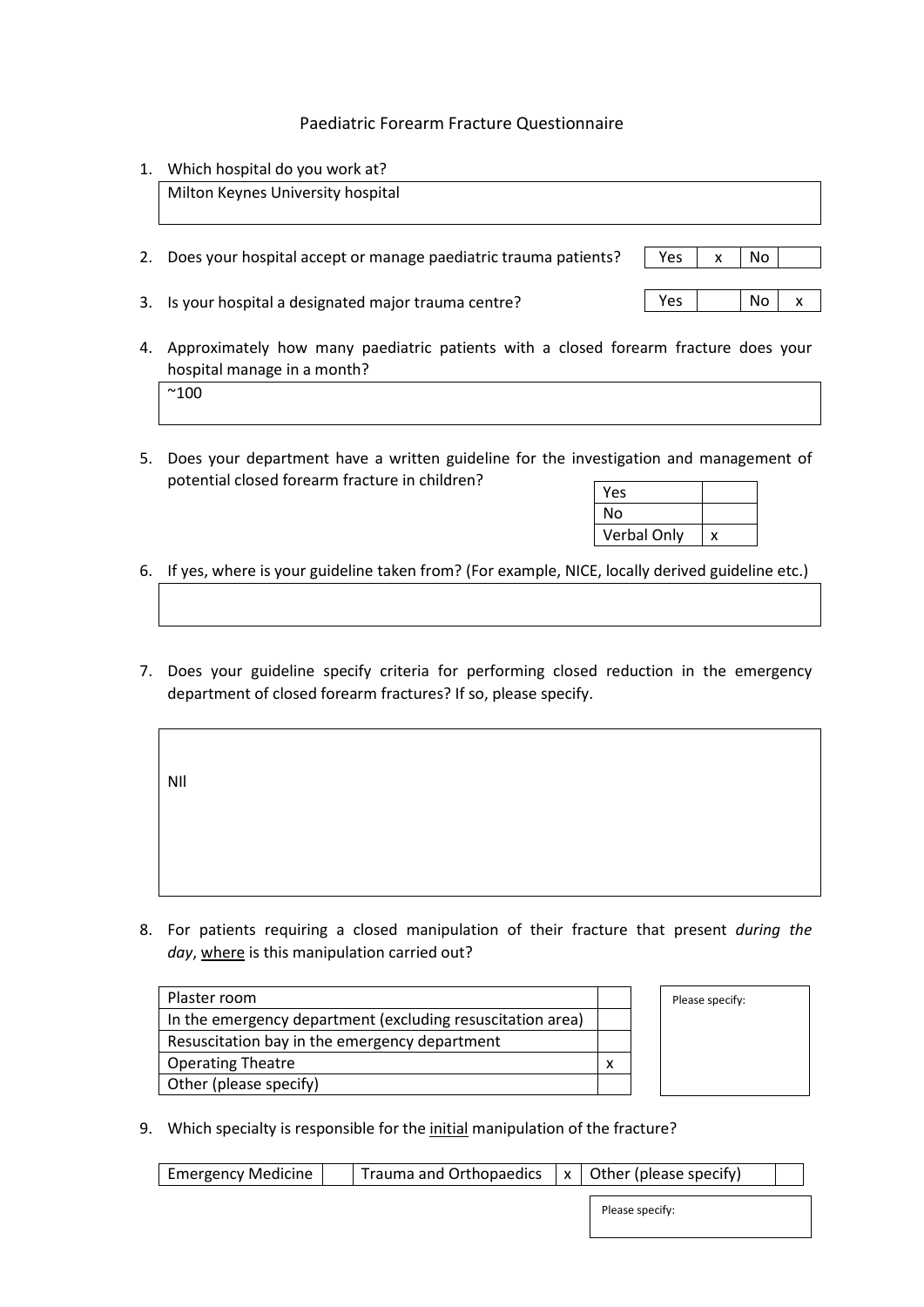# Paediatric Forearm Fracture Questionnaire

1. Which hospital do you work at?

   Milton Keynes University hospital

2. Does your hospital accept or manage paediatric trauma patients?

| Yes | x | No | |
|---|---|---|---|

3. Is your hospital a designated major trauma centre?

| Yes | | No | x |
|---|---|---|---|

4. Approximately how many paediatric patients with a closed forearm fracture does your hospital manage in a month?

   ~100

5. Does your department have a written guideline for the investigation and management of potential closed forearm fracture in children?

| Yes | |
|---|---|
| No | |
| Verbal Only | x |

6. If yes, where is your guideline taken from? (For example, NICE, locally derived guideline etc.)

7. Does your guideline specify criteria for performing closed reduction in the emergency department of closed forearm fractures? If so, please specify.

   NIl

8. For patients requiring a closed manipulation of their fracture that present *during the day*, where is this manipulation carried out?

| Plaster room | |
|---|---|
| In the emergency department (excluding resuscitation area) | |
| Resuscitation bay in the emergency department | |
| Operating Theatre | x |
| Other (please specify) | |

   Please specify:

9. Which specialty is responsible for the initial manipulation of the fracture?

| Emergency Medicine | | Trauma and Orthopaedics | x | Other (please specify) | |
|---|---|---|---|---|---|

   Please specify: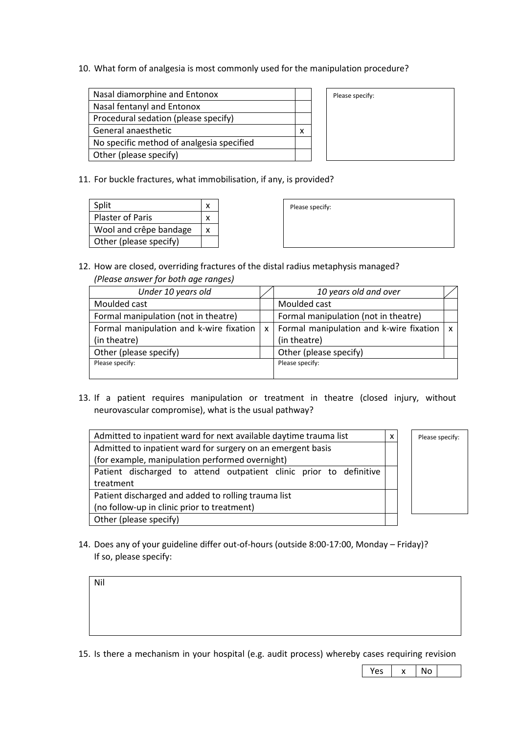10. What form of analgesia is most commonly used for the manipulation procedure?

| | |
|---|---|
| Nasal diamorphine and Entonox | |
| Nasal fentanyl and Entonox | |
| Procedural sedation (please specify) | |
| General anaesthetic | x |
| No specific method of analgesia specified | |
| Other (please specify) | |

Please specify:

11. For buckle fractures, what immobilisation, if any, is provided?

| | |
|---|---|
| Split | x |
| Plaster of Paris | x |
| Wool and crêpe bandage | x |
| Other (please specify) | |

Please specify:

12. How are closed, overriding fractures of the distal radius metaphysis managed?
*(Please answer for both age ranges)*

| *Under 10 years old* | | *10 years old and over* | |
|---|---|---|---|
| Moulded cast | | Moulded cast | |
| Formal manipulation (not in theatre) | | Formal manipulation (not in theatre) | |
| Formal manipulation and k-wire fixation (in theatre) | x | Formal manipulation and k-wire fixation (in theatre) | x |
| Other (please specify) | | Other (please specify) | |
| Please specify: | | Please specify: | |

13. If a patient requires manipulation or treatment in theatre (closed injury, without neurovascular compromise), what is the usual pathway?

| | |
|---|---|
| Admitted to inpatient ward for next available daytime trauma list | x |
| Admitted to inpatient ward for surgery on an emergent basis (for example, manipulation performed overnight) | |
| Patient discharged to attend outpatient clinic prior to definitive treatment | |
| Patient discharged and added to rolling trauma list (no follow-up in clinic prior to treatment) | |
| Other (please specify) | |

Please specify:

14. Does any of your guideline differ out-of-hours (outside 8:00-17:00, Monday – Friday)? If so, please specify:

Nil

15. Is there a mechanism in your hospital (e.g. audit process) whereby cases requiring revision

| Yes | x | No | |
|---|---|---|---|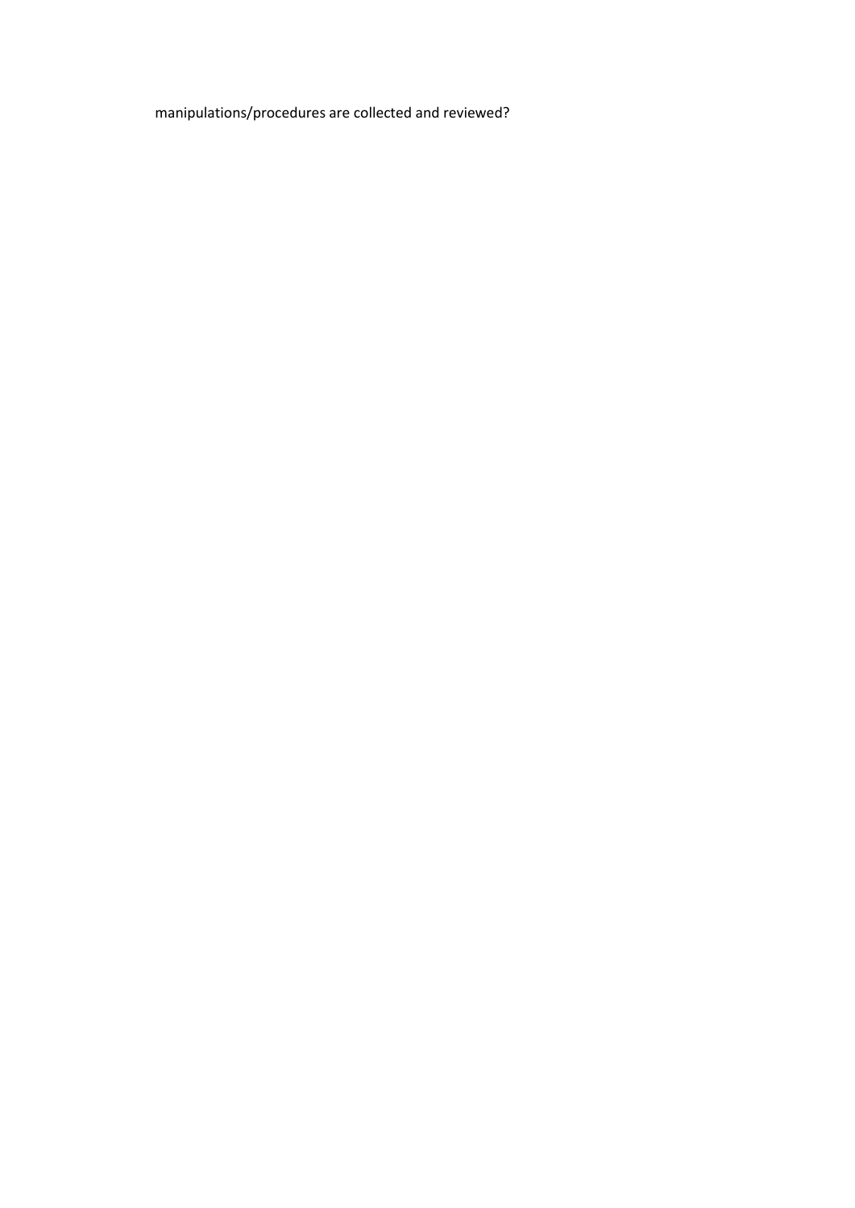manipulations/procedures are collected and reviewed?